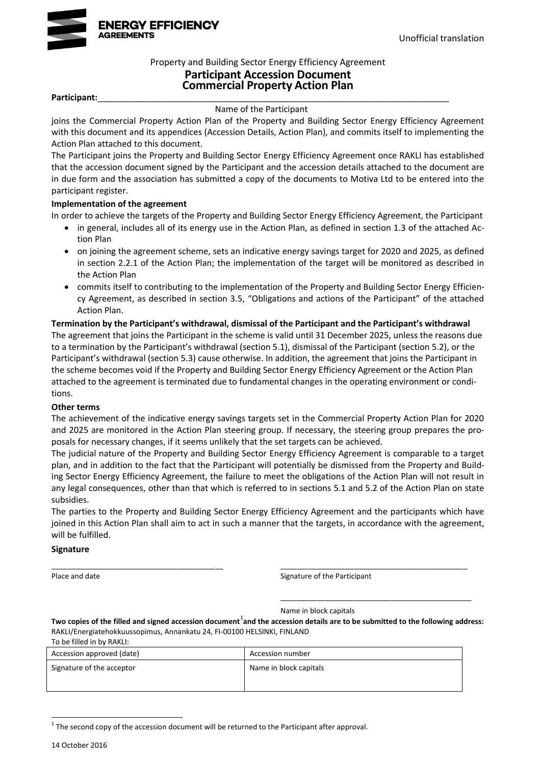Unofficial translation

Property and Building Sector Energy Efficiency Agreement

# Participant Accession Document
# Commercial Property Action Plan

**Participant:**\_\_\_\_\_\_\_\_\_\_\_\_\_\_\_\_\_\_\_\_\_\_\_\_\_\_\_\_\_\_\_\_\_\_\_\_\_\_\_\_\_\_\_\_\_\_\_\_\_\_\_\_\_\_\_\_\_\_\_\_\_\_\_\_

Name of the Participant

joins the Commercial Property Action Plan of the Property and Building Sector Energy Efficiency Agreement with this document and its appendices (Accession Details, Action Plan), and commits itself to implementing the Action Plan attached to this document.

The Participant joins the Property and Building Sector Energy Efficiency Agreement once RAKLI has established that the accession document signed by the Participant and the accession details attached to the document are in due form and the association has submitted a copy of the documents to Motiva Ltd to be entered into the participant register.

**Implementation of the agreement**

In order to achieve the targets of the Property and Building Sector Energy Efficiency Agreement, the Participant

- in general, includes all of its energy use in the Action Plan, as defined in section 1.3 of the attached Action Plan
- on joining the agreement scheme, sets an indicative energy savings target for 2020 and 2025, as defined in section 2.2.1 of the Action Plan; the implementation of the target will be monitored as described in the Action Plan
- commits itself to contributing to the implementation of the Property and Building Sector Energy Efficiency Agreement, as described in section 3.5, "Obligations and actions of the Participant" of the attached Action Plan.

**Termination by the Participant's withdrawal, dismissal of the Participant and the Participant's withdrawal**

The agreement that joins the Participant in the scheme is valid until 31 December 2025, unless the reasons due to a termination by the Participant's withdrawal (section 5.1), dismissal of the Participant (section 5.2), or the Participant's withdrawal (section 5.3) cause otherwise. In addition, the agreement that joins the Participant in the scheme becomes void if the Property and Building Sector Energy Efficiency Agreement or the Action Plan attached to the agreement is terminated due to fundamental changes in the operating environment or conditions.

**Other terms**

The achievement of the indicative energy savings targets set in the Commercial Property Action Plan for 2020 and 2025 are monitored in the Action Plan steering group. If necessary, the steering group prepares the proposals for necessary changes, if it seems unlikely that the set targets can be achieved.

The judicial nature of the Property and Building Sector Energy Efficiency Agreement is comparable to a target plan, and in addition to the fact that the Participant will potentially be dismissed from the Property and Building Sector Energy Efficiency Agreement, the failure to meet the obligations of the Action Plan will not result in any legal consequences, other than that which is referred to in sections 5.1 and 5.2 of the Action Plan on state subsidies.

The parties to the Property and Building Sector Energy Efficiency Agreement and the participants which have joined in this Action Plan shall aim to act in such a manner that the targets, in accordance with the agreement, will be fulfilled.

**Signature**

\_\_\_\_\_\_\_\_\_\_\_\_\_\_\_\_\_\_\_\_\_\_\_\_\_\_\_\_\_\_\_\_\_\_\_\_ &nbsp;&nbsp;&nbsp;&nbsp; \_\_\_\_\_\_\_\_\_\_\_\_\_\_\_\_\_\_\_\_\_\_\_\_\_\_\_\_\_\_\_\_\_\_\_\_\_\_\_\_

Place and date &nbsp;&nbsp;&nbsp;&nbsp; Signature of the Participant

\_\_\_\_\_\_\_\_\_\_\_\_\_\_\_\_\_\_\_\_\_\_\_\_\_\_\_\_\_\_\_\_\_\_\_\_\_\_\_\_

Name in block capitals

**Two copies of the filled and signed accession document[1] and the accession details are to be submitted to the following address:**
RAKLI/Energiatehokkuussopimus, Annankatu 24, FI-00100 HELSINKI, FINLAND

To be filled in by RAKLI:

| Accession approved (date) | Accession number |
|---|---|
| Signature of the acceptor | Name in block capitals |

[1] The second copy of the accession document will be returned to the Participant after approval.

14 October 2016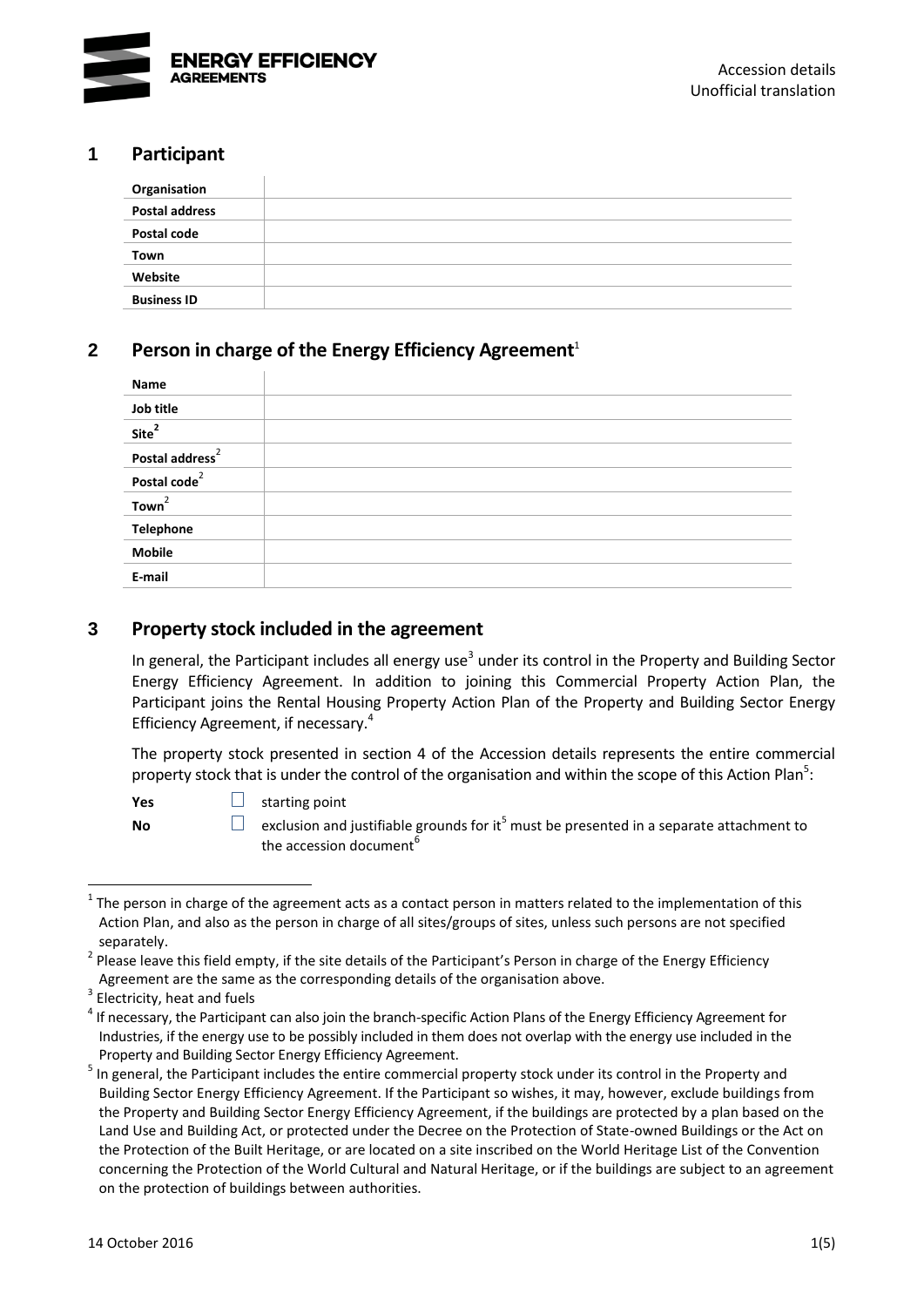## 1 Participant

| Organisation | |
|---|---|
| Postal address | |
| Postal code | |
| Town | |
| Website | |
| Business ID | |

## 2 Person in charge of the Energy Efficiency Agreement[1]

| Name | |
|---|---|
| Job title | |
| Site[2] | |
| Postal address[2] | |
| Postal code[2] | |
| Town[2] | |
| Telephone | |
| Mobile | |
| E-mail | |

## 3 Property stock included in the agreement

In general, the Participant includes all energy use[3] under its control in the Property and Building Sector Energy Efficiency Agreement. In addition to joining this Commercial Property Action Plan, the Participant joins the Rental Housing Property Action Plan of the Property and Building Sector Energy Efficiency Agreement, if necessary.[4]

The property stock presented in section 4 of the Accession details represents the entire commercial property stock that is under the control of the organisation and within the scope of this Action Plan[5]:

**Yes** ☐ starting point

**No** ☐ exclusion and justifiable grounds for it[5] must be presented in a separate attachment to the accession document[6]

---

[1] The person in charge of the agreement acts as a contact person in matters related to the implementation of this Action Plan, and also as the person in charge of all sites/groups of sites, unless such persons are not specified separately.

[2] Please leave this field empty, if the site details of the Participant's Person in charge of the Energy Efficiency Agreement are the same as the corresponding details of the organisation above.

[3] Electricity, heat and fuels

[4] If necessary, the Participant can also join the branch-specific Action Plans of the Energy Efficiency Agreement for Industries, if the energy use to be possibly included in them does not overlap with the energy use included in the Property and Building Sector Energy Efficiency Agreement.

[5] In general, the Participant includes the entire commercial property stock under its control in the Property and Building Sector Energy Efficiency Agreement. If the Participant so wishes, it may, however, exclude buildings from the Property and Building Sector Energy Efficiency Agreement, if the buildings are protected by a plan based on the Land Use and Building Act, or protected under the Decree on the Protection of State-owned Buildings or the Act on the Protection of the Built Heritage, or are located on a site inscribed on the World Heritage List of the Convention concerning the Protection of the World Cultural and Natural Heritage, or if the buildings are subject to an agreement on the protection of buildings between authorities.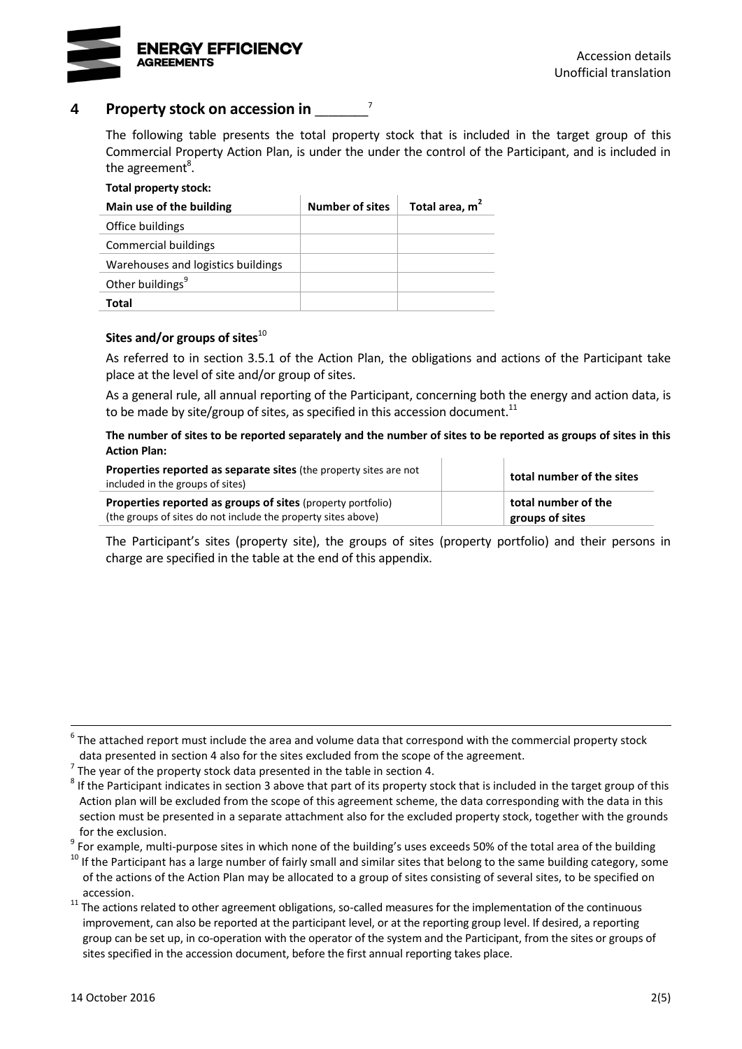## 4 Property stock on accession in _______[7]

The following table presents the total property stock that is included in the target group of this Commercial Property Action Plan, is under the under the control of the Participant, and is included in the agreement[8].

**Total property stock:**

| Main use of the building | Number of sites | Total area, m$^2$ |
|---|---|---|
| Office buildings | | |
| Commercial buildings | | |
| Warehouses and logistics buildings | | |
| Other buildings[9] | | |
| **Total** | | |

### Sites and/or groups of sites[10]

As referred to in section 3.5.1 of the Action Plan, the obligations and actions of the Participant take place at the level of site and/or group of sites.

As a general rule, all annual reporting of the Participant, concerning both the energy and action data, is to be made by site/group of sites, as specified in this accession document.[11]

**The number of sites to be reported separately and the number of sites to be reported as groups of sites in this Action Plan:**

| | | |
|---|---|---|
| **Properties reported as separate sites** (the property sites are not included in the groups of sites) | | **total number of the sites** |
| **Properties reported as groups of sites** (property portfolio) (the groups of sites do not include the property sites above) | | **total number of the groups of sites** |

The Participant's sites (property site), the groups of sites (property portfolio) and their persons in charge are specified in the table at the end of this appendix.

---

[6] The attached report must include the area and volume data that correspond with the commercial property stock data presented in section 4 also for the sites excluded from the scope of the agreement.

[7] The year of the property stock data presented in the table in section 4.

[8] If the Participant indicates in section 3 above that part of its property stock that is included in the target group of this Action plan will be excluded from the scope of this agreement scheme, the data corresponding with the data in this section must be presented in a separate attachment also for the excluded property stock, together with the grounds for the exclusion.

[9] For example, multi-purpose sites in which none of the building's uses exceeds 50% of the total area of the building

[10] If the Participant has a large number of fairly small and similar sites that belong to the same building category, some of the actions of the Action Plan may be allocated to a group of sites consisting of several sites, to be specified on accession.

[11] The actions related to other agreement obligations, so-called measures for the implementation of the continuous improvement, can also be reported at the participant level, or at the reporting group level. If desired, a reporting group can be set up, in co-operation with the operator of the system and the Participant, from the sites or groups of sites specified in the accession document, before the first annual reporting takes place.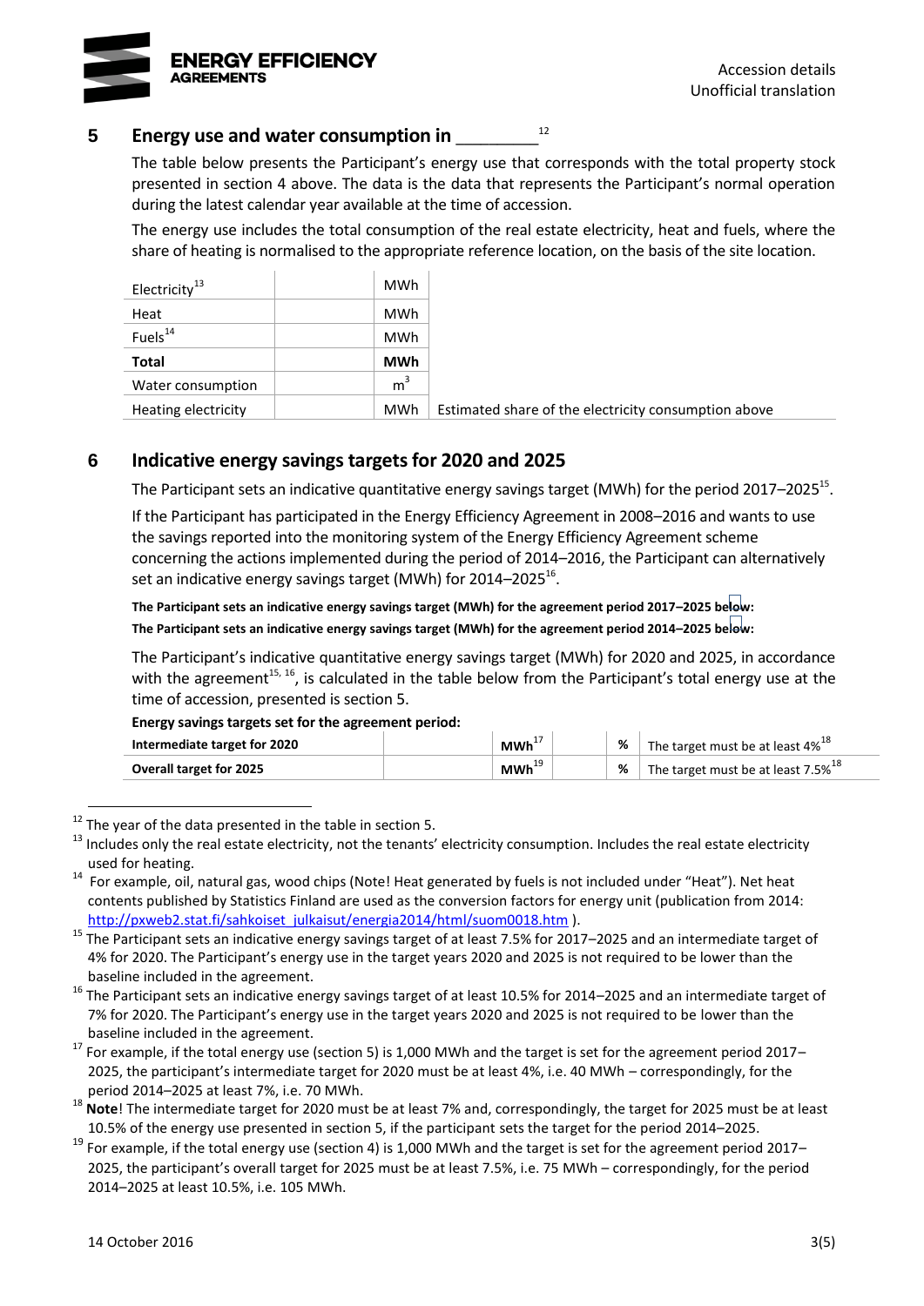## 5 Energy use and water consumption in ________[12]

The table below presents the Participant's energy use that corresponds with the total property stock presented in section 4 above. The data is the data that represents the Participant's normal operation during the latest calendar year available at the time of accession.

The energy use includes the total consumption of the real estate electricity, heat and fuels, where the share of heating is normalised to the appropriate reference location, on the basis of the site location.

| | | | |
|---|---|---|---|
| Electricity[13] | | MWh | |
| Heat | | MWh | |
| Fuels[14] | | MWh | |
| **Total** | | **MWh** | |
| Water consumption | | $m^3$ | |
| Heating electricity | | MWh | Estimated share of the electricity consumption above |

## 6 Indicative energy savings targets for 2020 and 2025

The Participant sets an indicative quantitative energy savings target (MWh) for the period 2017–2025[15].

If the Participant has participated in the Energy Efficiency Agreement in 2008–2016 and wants to use the savings reported into the monitoring system of the Energy Efficiency Agreement scheme concerning the actions implemented during the period of 2014–2016, the Participant can alternatively set an indicative energy savings target (MWh) for 2014–2025[16].

**The Participant sets an indicative energy savings target (MWh) for the agreement period 2017–2025 below:** ☐
**The Participant sets an indicative energy savings target (MWh) for the agreement period 2014–2025 below:** ☐

The Participant's indicative quantitative energy savings target (MWh) for 2020 and 2025, in accordance with the agreement[15, 16], is calculated in the table below from the Participant's total energy use at the time of accession, presented is section 5.

**Energy savings targets set for the agreement period:**

| | | | | | |
|---|---|---|---|---|---|
| **Intermediate target for 2020** | | **MWh**[17] | | **%** | The target must be at least 4%[18] |
| **Overall target for 2025** | | **MWh**[19] | | **%** | The target must be at least 7.5%[18] |

---

[12] The year of the data presented in the table in section 5.

[13] Includes only the real estate electricity, not the tenants' electricity consumption. Includes the real estate electricity used for heating.

[14] For example, oil, natural gas, wood chips (Note! Heat generated by fuels is not included under "Heat"). Net heat contents published by Statistics Finland are used as the conversion factors for energy unit (publication from 2014: http://pxweb2.stat.fi/sahkoiset_julkaisut/energia2014/html/suom0018.htm ).

[15] The Participant sets an indicative energy savings target of at least 7.5% for 2017–2025 and an intermediate target of 4% for 2020. The Participant's energy use in the target years 2020 and 2025 is not required to be lower than the baseline included in the agreement.

[16] The Participant sets an indicative energy savings target of at least 10.5% for 2014–2025 and an intermediate target of 7% for 2020. The Participant's energy use in the target years 2020 and 2025 is not required to be lower than the baseline included in the agreement.

[17] For example, if the total energy use (section 5) is 1,000 MWh and the target is set for the agreement period 2017–2025, the participant's intermediate target for 2020 must be at least 4%, i.e. 40 MWh – correspondingly, for the period 2014–2025 at least 7%, i.e. 70 MWh.

[18] **Note**! The intermediate target for 2020 must be at least 7% and, correspondingly, the target for 2025 must be at least 10.5% of the energy use presented in section 5, if the participant sets the target for the period 2014–2025.

[19] For example, if the total energy use (section 4) is 1,000 MWh and the target is set for the agreement period 2017–2025, the participant's overall target for 2025 must be at least 7.5%, i.e. 75 MWh – correspondingly, for the period 2014–2025 at least 10.5%, i.e. 105 MWh.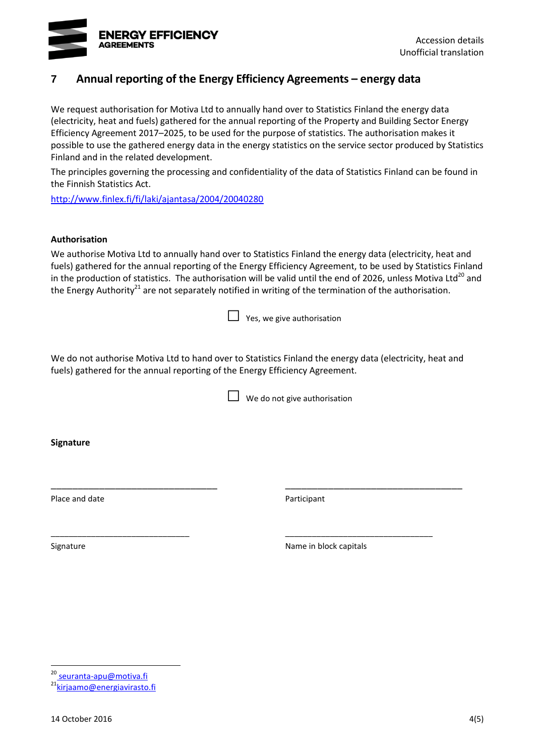## 7 Annual reporting of the Energy Efficiency Agreements – energy data

We request authorisation for Motiva Ltd to annually hand over to Statistics Finland the energy data (electricity, heat and fuels) gathered for the annual reporting of the Property and Building Sector Energy Efficiency Agreement 2017–2025, to be used for the purpose of statistics. The authorisation makes it possible to use the gathered energy data in the energy statistics on the service sector produced by Statistics Finland and in the related development.

The principles governing the processing and confidentiality of the data of Statistics Finland can be found in the Finnish Statistics Act.

http://www.finlex.fi/fi/laki/ajantasa/2004/20040280

**Authorisation**

We authorise Motiva Ltd to annually hand over to Statistics Finland the energy data (electricity, heat and fuels) gathered for the annual reporting of the Energy Efficiency Agreement, to be used by Statistics Finland in the production of statistics. The authorisation will be valid until the end of 2026, unless Motiva Ltd[20] and the Energy Authority[21] are not separately notified in writing of the termination of the authorisation.

☐ Yes, we give authorisation

We do not authorise Motiva Ltd to hand over to Statistics Finland the energy data (electricity, heat and fuels) gathered for the annual reporting of the Energy Efficiency Agreement.

☐ We do not give authorisation

**Signature**

| ____________________________________ | ______________________________________ |
|---|---|
| Place and date | Participant |
| ______________________________ | ________________________________ |
| Signature | Name in block capitals |

[20] seuranta-apu@motiva.fi

[21] kirjaamo@energiavirasto.fi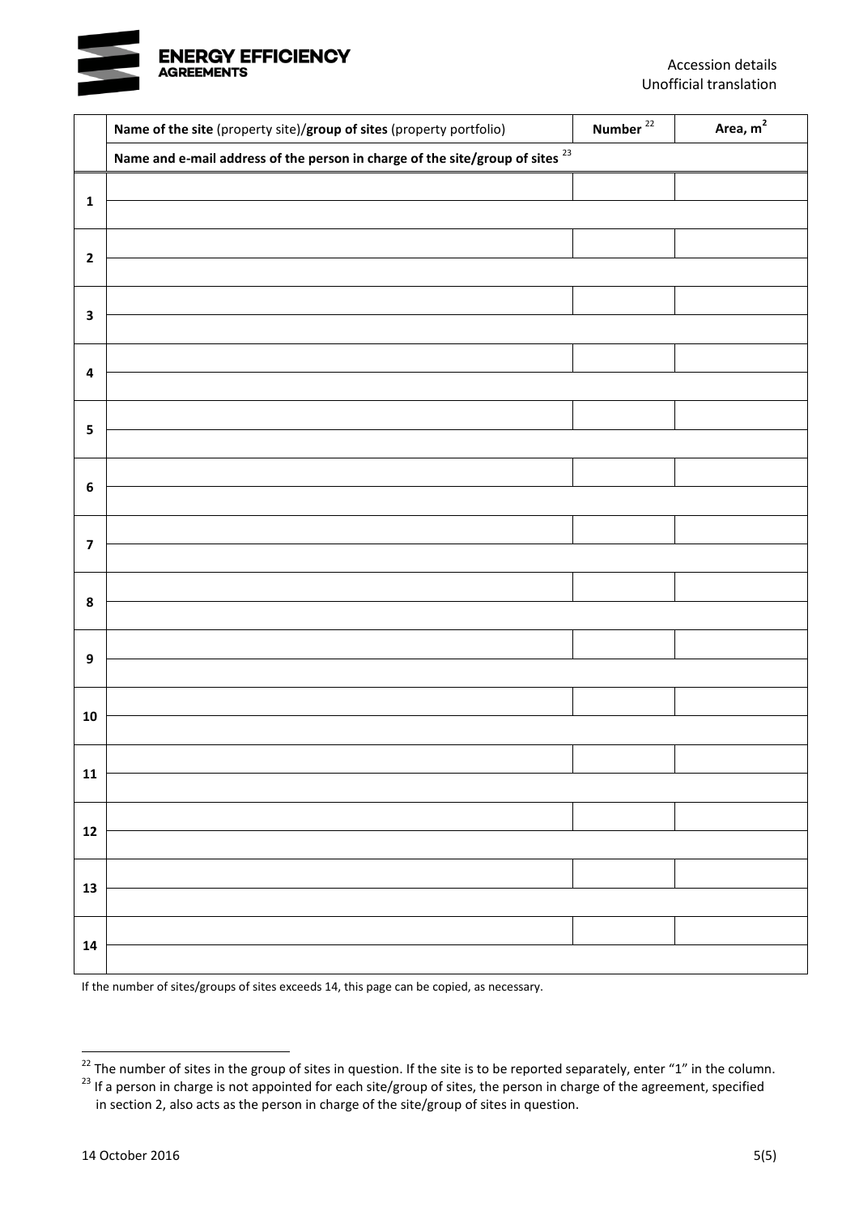| | Name of the site (property site)/group of sites (property portfolio) | Number [22] | Area, m² |
|---|---|---|---|
| | Name and e-mail address of the person in charge of the site/group of sites [23] | | |
| 1 | | | |
| | | | |
| 2 | | | |
| | | | |
| 3 | | | |
| | | | |
| 4 | | | |
| | | | |
| 5 | | | |
| | | | |
| 6 | | | |
| | | | |
| 7 | | | |
| | | | |
| 8 | | | |
| | | | |
| 9 | | | |
| | | | |
| 10 | | | |
| | | | |
| 11 | | | |
| | | | |
| 12 | | | |
| | | | |
| 13 | | | |
| | | | |
| 14 | | | |
| | | | |

If the number of sites/groups of sites exceeds 14, this page can be copied, as necessary.

[22] The number of sites in the group of sites in question. If the site is to be reported separately, enter "1" in the column.

[23] If a person in charge is not appointed for each site/group of sites, the person in charge of the agreement, specified in section 2, also acts as the person in charge of the site/group of sites in question.

14 October 2016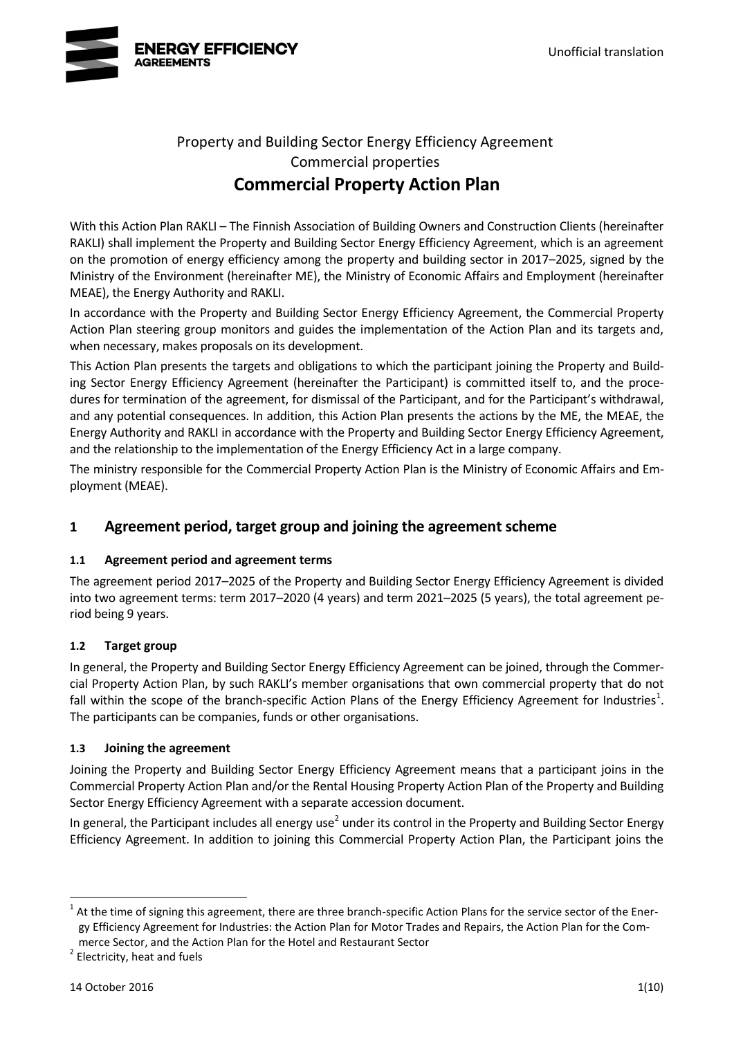# Property and Building Sector Energy Efficiency Agreement
## Commercial properties
# Commercial Property Action Plan

With this Action Plan RAKLI – The Finnish Association of Building Owners and Construction Clients (hereinafter RAKLI) shall implement the Property and Building Sector Energy Efficiency Agreement, which is an agreement on the promotion of energy efficiency among the property and building sector in 2017–2025, signed by the Ministry of the Environment (hereinafter ME), the Ministry of Economic Affairs and Employment (hereinafter MEAE), the Energy Authority and RAKLI.

In accordance with the Property and Building Sector Energy Efficiency Agreement, the Commercial Property Action Plan steering group monitors and guides the implementation of the Action Plan and its targets and, when necessary, makes proposals on its development.

This Action Plan presents the targets and obligations to which the participant joining the Property and Building Sector Energy Efficiency Agreement (hereinafter the Participant) is committed itself to, and the procedures for termination of the agreement, for dismissal of the Participant, and for the Participant's withdrawal, and any potential consequences. In addition, this Action Plan presents the actions by the ME, the MEAE, the Energy Authority and RAKLI in accordance with the Property and Building Sector Energy Efficiency Agreement, and the relationship to the implementation of the Energy Efficiency Act in a large company.

The ministry responsible for the Commercial Property Action Plan is the Ministry of Economic Affairs and Employment (MEAE).

## 1 Agreement period, target group and joining the agreement scheme

### 1.1 Agreement period and agreement terms

The agreement period 2017–2025 of the Property and Building Sector Energy Efficiency Agreement is divided into two agreement terms: term 2017–2020 (4 years) and term 2021–2025 (5 years), the total agreement period being 9 years.

### 1.2 Target group

In general, the Property and Building Sector Energy Efficiency Agreement can be joined, through the Commercial Property Action Plan, by such RAKLI's member organisations that own commercial property that do not fall within the scope of the branch-specific Action Plans of the Energy Efficiency Agreement for Industries[1]. The participants can be companies, funds or other organisations.

### 1.3 Joining the agreement

Joining the Property and Building Sector Energy Efficiency Agreement means that a participant joins in the Commercial Property Action Plan and/or the Rental Housing Property Action Plan of the Property and Building Sector Energy Efficiency Agreement with a separate accession document.

In general, the Participant includes all energy use[2] under its control in the Property and Building Sector Energy Efficiency Agreement. In addition to joining this Commercial Property Action Plan, the Participant joins the

---

[1] At the time of signing this agreement, there are three branch-specific Action Plans for the service sector of the Energy Efficiency Agreement for Industries: the Action Plan for Motor Trades and Repairs, the Action Plan for the Commerce Sector, and the Action Plan for the Hotel and Restaurant Sector

[2] Electricity, heat and fuels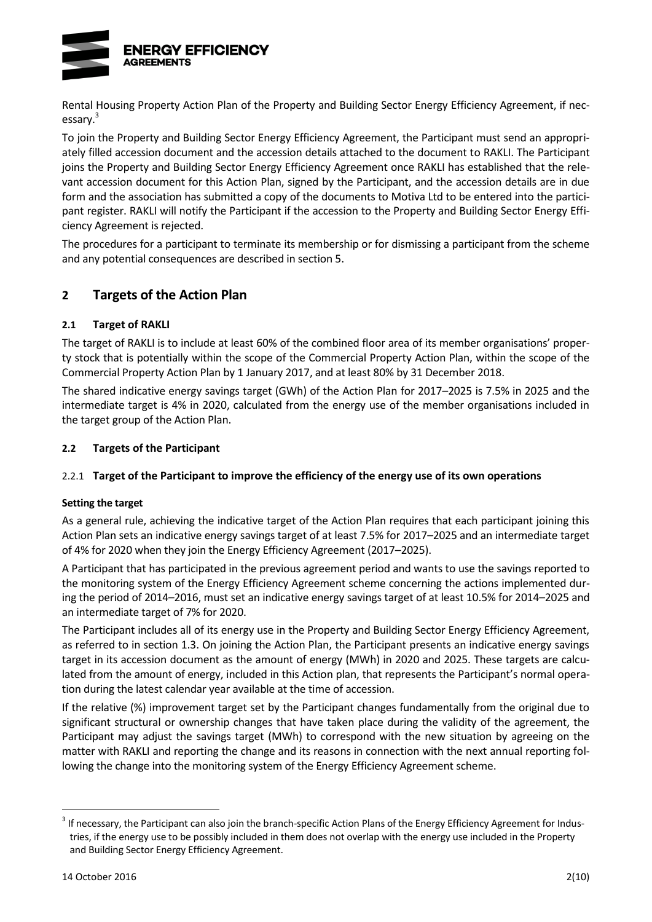Rental Housing Property Action Plan of the Property and Building Sector Energy Efficiency Agreement, if necessary.[3]

To join the Property and Building Sector Energy Efficiency Agreement, the Participant must send an appropriately filled accession document and the accession details attached to the document to RAKLI. The Participant joins the Property and Building Sector Energy Efficiency Agreement once RAKLI has established that the relevant accession document for this Action Plan, signed by the Participant, and the accession details are in due form and the association has submitted a copy of the documents to Motiva Ltd to be entered into the participant register. RAKLI will notify the Participant if the accession to the Property and Building Sector Energy Efficiency Agreement is rejected.

The procedures for a participant to terminate its membership or for dismissing a participant from the scheme and any potential consequences are described in section 5.

## 2 Targets of the Action Plan

### 2.1 Target of RAKLI

The target of RAKLI is to include at least 60% of the combined floor area of its member organisations' property stock that is potentially within the scope of the Commercial Property Action Plan, within the scope of the Commercial Property Action Plan by 1 January 2017, and at least 80% by 31 December 2018.

The shared indicative energy savings target (GWh) of the Action Plan for 2017–2025 is 7.5% in 2025 and the intermediate target is 4% in 2020, calculated from the energy use of the member organisations included in the target group of the Action Plan.

### 2.2 Targets of the Participant

#### 2.2.1 Target of the Participant to improve the efficiency of the energy use of its own operations

**Setting the target**

As a general rule, achieving the indicative target of the Action Plan requires that each participant joining this Action Plan sets an indicative energy savings target of at least 7.5% for 2017–2025 and an intermediate target of 4% for 2020 when they join the Energy Efficiency Agreement (2017–2025).

A Participant that has participated in the previous agreement period and wants to use the savings reported to the monitoring system of the Energy Efficiency Agreement scheme concerning the actions implemented during the period of 2014–2016, must set an indicative energy savings target of at least 10.5% for 2014–2025 and an intermediate target of 7% for 2020.

The Participant includes all of its energy use in the Property and Building Sector Energy Efficiency Agreement, as referred to in section 1.3. On joining the Action Plan, the Participant presents an indicative energy savings target in its accession document as the amount of energy (MWh) in 2020 and 2025. These targets are calculated from the amount of energy, included in this Action plan, that represents the Participant's normal operation during the latest calendar year available at the time of accession.

If the relative (%) improvement target set by the Participant changes fundamentally from the original due to significant structural or ownership changes that have taken place during the validity of the agreement, the Participant may adjust the savings target (MWh) to correspond with the new situation by agreeing on the matter with RAKLI and reporting the change and its reasons in connection with the next annual reporting following the change into the monitoring system of the Energy Efficiency Agreement scheme.

[3] If necessary, the Participant can also join the branch-specific Action Plans of the Energy Efficiency Agreement for Industries, if the energy use to be possibly included in them does not overlap with the energy use included in the Property and Building Sector Energy Efficiency Agreement.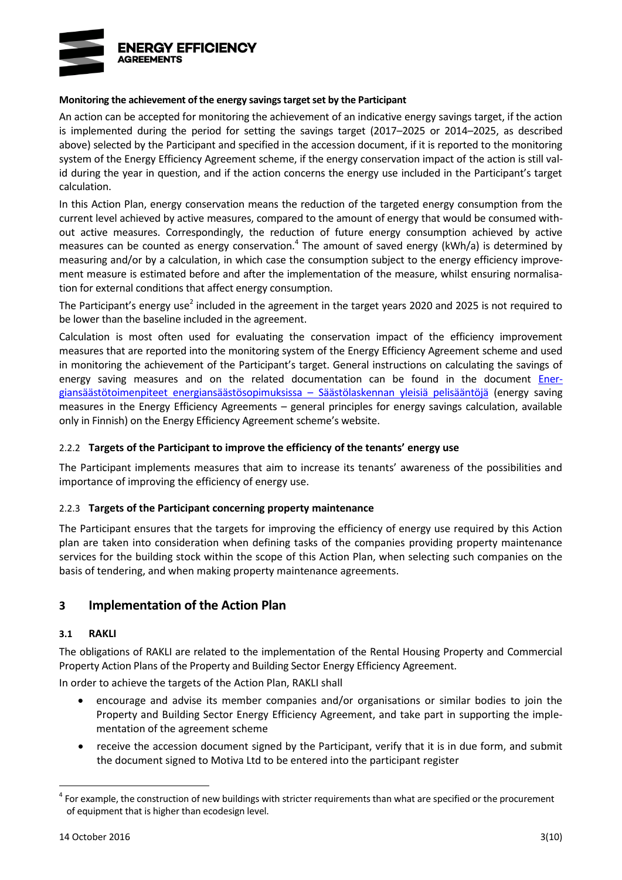**Monitoring the achievement of the energy savings target set by the Participant**

An action can be accepted for monitoring the achievement of an indicative energy savings target, if the action is implemented during the period for setting the savings target (2017–2025 or 2014–2025, as described above) selected by the Participant and specified in the accession document, if it is reported to the monitoring system of the Energy Efficiency Agreement scheme, if the energy conservation impact of the action is still valid during the year in question, and if the action concerns the energy use included in the Participant's target calculation.

In this Action Plan, energy conservation means the reduction of the targeted energy consumption from the current level achieved by active measures, compared to the amount of energy that would be consumed without active measures. Correspondingly, the reduction of future energy consumption achieved by active measures can be counted as energy conservation.[4] The amount of saved energy (kWh/a) is determined by measuring and/or by a calculation, in which case the consumption subject to the energy efficiency improvement measure is estimated before and after the implementation of the measure, whilst ensuring normalisation for external conditions that affect energy consumption.

The Participant's energy use[2] included in the agreement in the target years 2020 and 2025 is not required to be lower than the baseline included in the agreement.

Calculation is most often used for evaluating the conservation impact of the efficiency improvement measures that are reported into the monitoring system of the Energy Efficiency Agreement scheme and used in monitoring the achievement of the Participant's target. General instructions on calculating the savings of energy saving measures and on the related documentation can be found in the document Energiansäästötoimenpiteet energiansäästösopimuksissa – Säästölaskennan yleisiä pelisääntöjä (energy saving measures in the Energy Efficiency Agreements – general principles for energy savings calculation, available only in Finnish) on the Energy Efficiency Agreement scheme's website.

### 2.2.2 Targets of the Participant to improve the efficiency of the tenants' energy use

The Participant implements measures that aim to increase its tenants' awareness of the possibilities and importance of improving the efficiency of energy use.

### 2.2.3 Targets of the Participant concerning property maintenance

The Participant ensures that the targets for improving the efficiency of energy use required by this Action plan are taken into consideration when defining tasks of the companies providing property maintenance services for the building stock within the scope of this Action Plan, when selecting such companies on the basis of tendering, and when making property maintenance agreements.

# 3 Implementation of the Action Plan

## 3.1 RAKLI

The obligations of RAKLI are related to the implementation of the Rental Housing Property and Commercial Property Action Plans of the Property and Building Sector Energy Efficiency Agreement.

In order to achieve the targets of the Action Plan, RAKLI shall

- encourage and advise its member companies and/or organisations or similar bodies to join the Property and Building Sector Energy Efficiency Agreement, and take part in supporting the implementation of the agreement scheme
- receive the accession document signed by the Participant, verify that it is in due form, and submit the document signed to Motiva Ltd to be entered into the participant register

[4] For example, the construction of new buildings with stricter requirements than what are specified or the procurement of equipment that is higher than ecodesign level.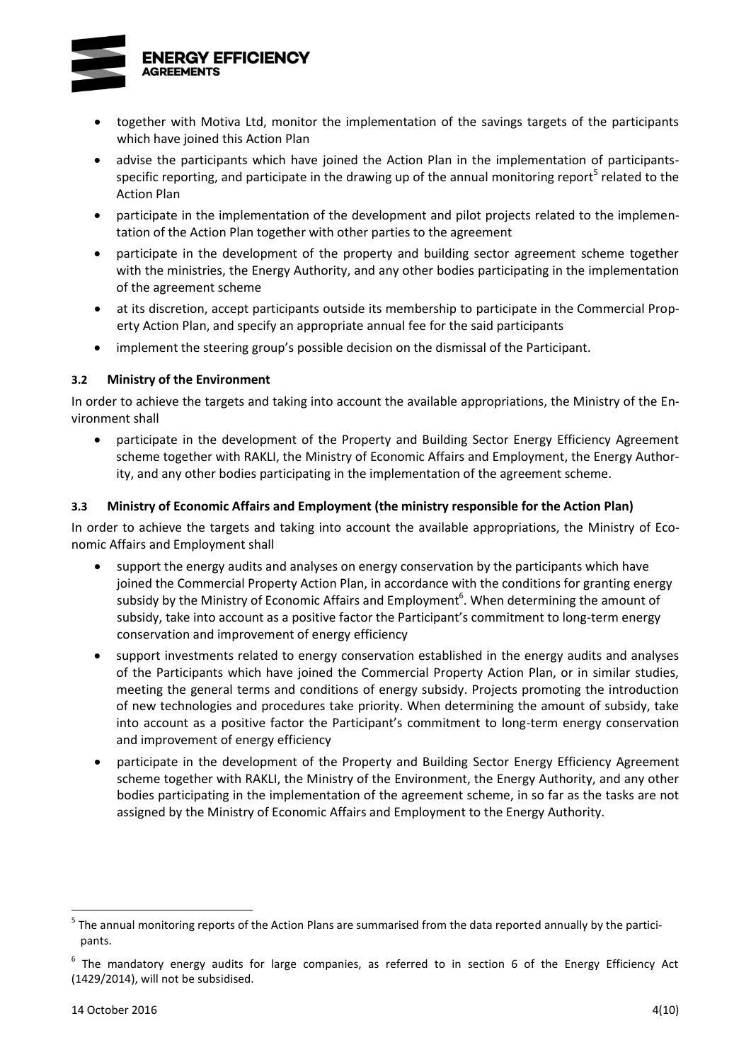- together with Motiva Ltd, monitor the implementation of the savings targets of the participants which have joined this Action Plan
- advise the participants which have joined the Action Plan in the implementation of participants-specific reporting, and participate in the drawing up of the annual monitoring report[5] related to the Action Plan
- participate in the implementation of the development and pilot projects related to the implementation of the Action Plan together with other parties to the agreement
- participate in the development of the property and building sector agreement scheme together with the ministries, the Energy Authority, and any other bodies participating in the implementation of the agreement scheme
- at its discretion, accept participants outside its membership to participate in the Commercial Property Action Plan, and specify an appropriate annual fee for the said participants
- implement the steering group's possible decision on the dismissal of the Participant.

### 3.2 Ministry of the Environment

In order to achieve the targets and taking into account the available appropriations, the Ministry of the Environment shall

- participate in the development of the Property and Building Sector Energy Efficiency Agreement scheme together with RAKLI, the Ministry of Economic Affairs and Employment, the Energy Authority, and any other bodies participating in the implementation of the agreement scheme.

### 3.3 Ministry of Economic Affairs and Employment (the ministry responsible for the Action Plan)

In order to achieve the targets and taking into account the available appropriations, the Ministry of Economic Affairs and Employment shall

- support the energy audits and analyses on energy conservation by the participants which have joined the Commercial Property Action Plan, in accordance with the conditions for granting energy subsidy by the Ministry of Economic Affairs and Employment[6]. When determining the amount of subsidy, take into account as a positive factor the Participant's commitment to long-term energy conservation and improvement of energy efficiency
- support investments related to energy conservation established in the energy audits and analyses of the Participants which have joined the Commercial Property Action Plan, or in similar studies, meeting the general terms and conditions of energy subsidy. Projects promoting the introduction of new technologies and procedures take priority. When determining the amount of subsidy, take into account as a positive factor the Participant's commitment to long-term energy conservation and improvement of energy efficiency
- participate in the development of the Property and Building Sector Energy Efficiency Agreement scheme together with RAKLI, the Ministry of the Environment, the Energy Authority, and any other bodies participating in the implementation of the agreement scheme, in so far as the tasks are not assigned by the Ministry of Economic Affairs and Employment to the Energy Authority.

---

[5] The annual monitoring reports of the Action Plans are summarised from the data reported annually by the participants.

[6] The mandatory energy audits for large companies, as referred to in section 6 of the Energy Efficiency Act (1429/2014), will not be subsidised.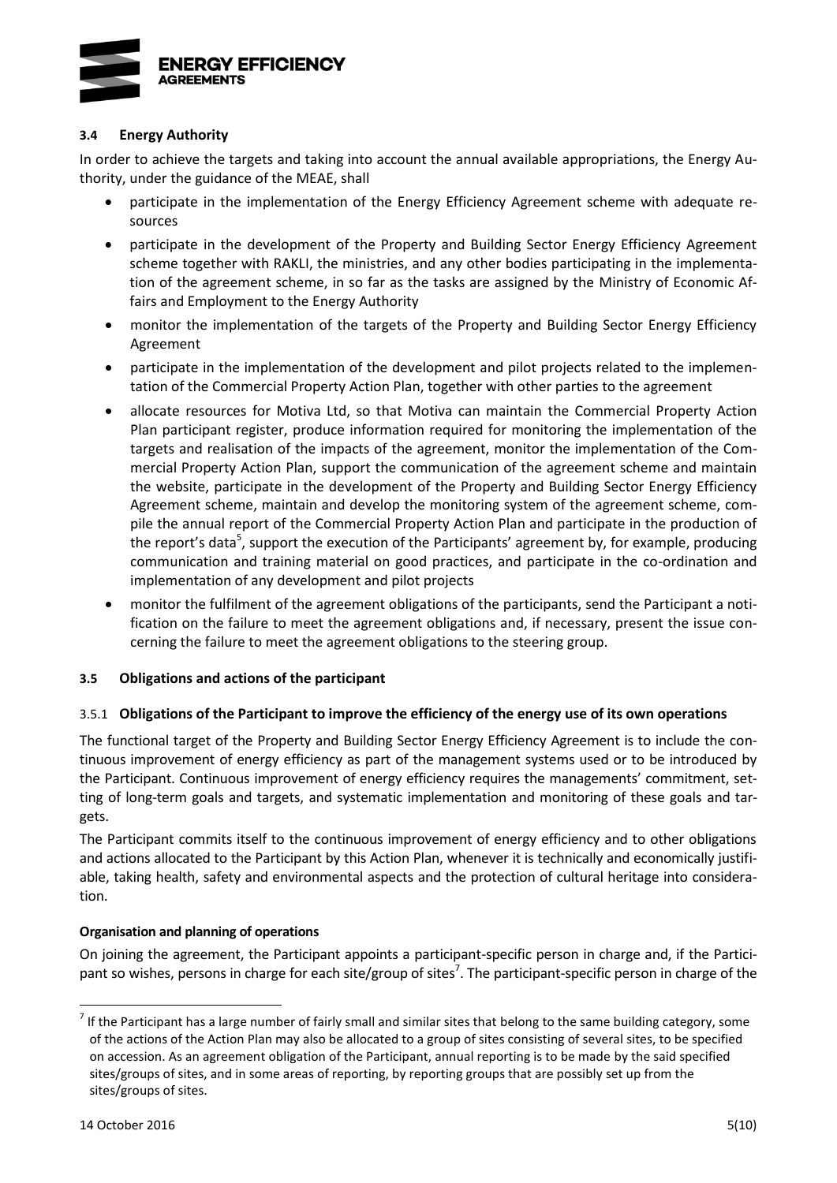### 3.4 Energy Authority

In order to achieve the targets and taking into account the annual available appropriations, the Energy Authority, under the guidance of the MEAE, shall

- participate in the implementation of the Energy Efficiency Agreement scheme with adequate resources
- participate in the development of the Property and Building Sector Energy Efficiency Agreement scheme together with RAKLI, the ministries, and any other bodies participating in the implementation of the agreement scheme, in so far as the tasks are assigned by the Ministry of Economic Affairs and Employment to the Energy Authority
- monitor the implementation of the targets of the Property and Building Sector Energy Efficiency Agreement
- participate in the implementation of the development and pilot projects related to the implementation of the Commercial Property Action Plan, together with other parties to the agreement
- allocate resources for Motiva Ltd, so that Motiva can maintain the Commercial Property Action Plan participant register, produce information required for monitoring the implementation of the targets and realisation of the impacts of the agreement, monitor the implementation of the Commercial Property Action Plan, support the communication of the agreement scheme and maintain the website, participate in the development of the Property and Building Sector Energy Efficiency Agreement scheme, maintain and develop the monitoring system of the agreement scheme, compile the annual report of the Commercial Property Action Plan and participate in the production of the report's data[5], support the execution of the Participants' agreement by, for example, producing communication and training material on good practices, and participate in the co-ordination and implementation of any development and pilot projects
- monitor the fulfilment of the agreement obligations of the participants, send the Participant a notification on the failure to meet the agreement obligations and, if necessary, present the issue concerning the failure to meet the agreement obligations to the steering group.

### 3.5 Obligations and actions of the participant

#### 3.5.1 Obligations of the Participant to improve the efficiency of the energy use of its own operations

The functional target of the Property and Building Sector Energy Efficiency Agreement is to include the continuous improvement of energy efficiency as part of the management systems used or to be introduced by the Participant. Continuous improvement of energy efficiency requires the managements' commitment, setting of long-term goals and targets, and systematic implementation and monitoring of these goals and targets.

The Participant commits itself to the continuous improvement of energy efficiency and to other obligations and actions allocated to the Participant by this Action Plan, whenever it is technically and economically justifiable, taking health, safety and environmental aspects and the protection of cultural heritage into consideration.

**Organisation and planning of operations**

On joining the agreement, the Participant appoints a participant-specific person in charge and, if the Participant so wishes, persons in charge for each site/group of sites[7]. The participant-specific person in charge of the

[7] If the Participant has a large number of fairly small and similar sites that belong to the same building category, some of the actions of the Action Plan may also be allocated to a group of sites consisting of several sites, to be specified on accession. As an agreement obligation of the Participant, annual reporting is to be made by the said specified sites/groups of sites, and in some areas of reporting, by reporting groups that are possibly set up from the sites/groups of sites.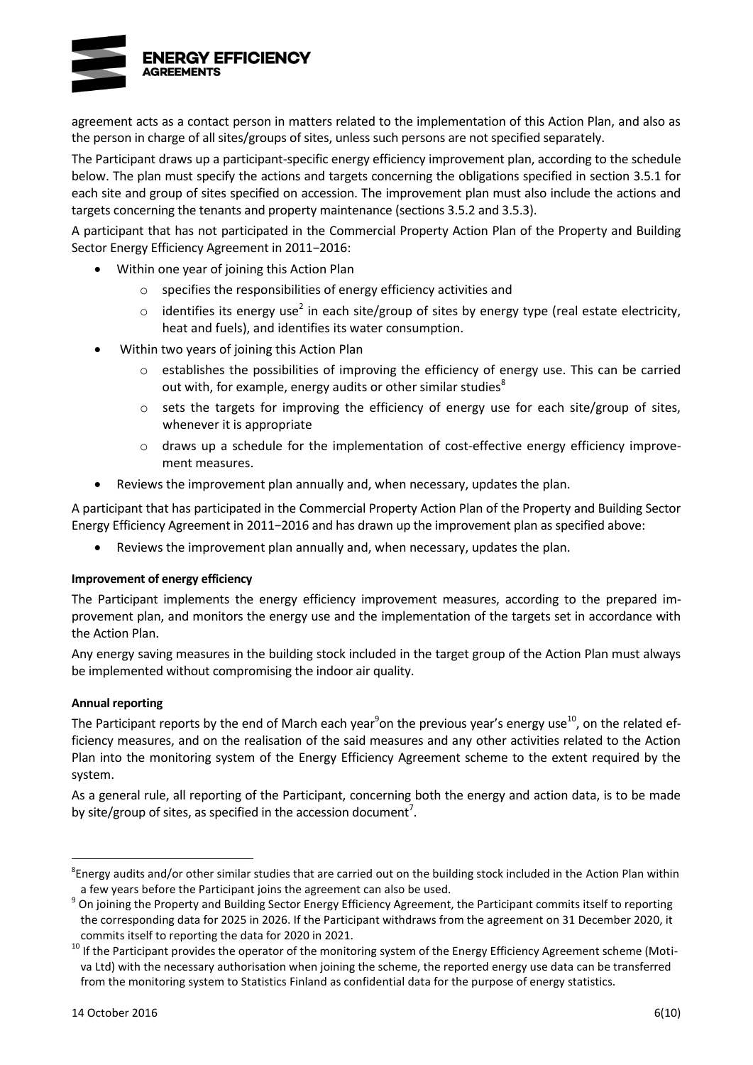agreement acts as a contact person in matters related to the implementation of this Action Plan, and also as the person in charge of all sites/groups of sites, unless such persons are not specified separately.

The Participant draws up a participant-specific energy efficiency improvement plan, according to the schedule below. The plan must specify the actions and targets concerning the obligations specified in section 3.5.1 for each site and group of sites specified on accession. The improvement plan must also include the actions and targets concerning the tenants and property maintenance (sections 3.5.2 and 3.5.3).

A participant that has not participated in the Commercial Property Action Plan of the Property and Building Sector Energy Efficiency Agreement in 2011−2016:

- Within one year of joining this Action Plan
  - specifies the responsibilities of energy efficiency activities and
  - identifies its energy use[2] in each site/group of sites by energy type (real estate electricity, heat and fuels), and identifies its water consumption.
- Within two years of joining this Action Plan
  - establishes the possibilities of improving the efficiency of energy use. This can be carried out with, for example, energy audits or other similar studies[8]
  - sets the targets for improving the efficiency of energy use for each site/group of sites, whenever it is appropriate
  - draws up a schedule for the implementation of cost-effective energy efficiency improvement measures.
- Reviews the improvement plan annually and, when necessary, updates the plan.

A participant that has participated in the Commercial Property Action Plan of the Property and Building Sector Energy Efficiency Agreement in 2011−2016 and has drawn up the improvement plan as specified above:

- Reviews the improvement plan annually and, when necessary, updates the plan.

**Improvement of energy efficiency**

The Participant implements the energy efficiency improvement measures, according to the prepared improvement plan, and monitors the energy use and the implementation of the targets set in accordance with the Action Plan.

Any energy saving measures in the building stock included in the target group of the Action Plan must always be implemented without compromising the indoor air quality.

**Annual reporting**

The Participant reports by the end of March each year[9] on the previous year's energy use[10], on the related efficiency measures, and on the realisation of the said measures and any other activities related to the Action Plan into the monitoring system of the Energy Efficiency Agreement scheme to the extent required by the system.

As a general rule, all reporting of the Participant, concerning both the energy and action data, is to be made by site/group of sites, as specified in the accession document[7].

---

[8] Energy audits and/or other similar studies that are carried out on the building stock included in the Action Plan within a few years before the Participant joins the agreement can also be used.

[9] On joining the Property and Building Sector Energy Efficiency Agreement, the Participant commits itself to reporting the corresponding data for 2025 in 2026. If the Participant withdraws from the agreement on 31 December 2020, it commits itself to reporting the data for 2020 in 2021.

[10] If the Participant provides the operator of the monitoring system of the Energy Efficiency Agreement scheme (Motiva Ltd) with the necessary authorisation when joining the scheme, the reported energy use data can be transferred from the monitoring system to Statistics Finland as confidential data for the purpose of energy statistics.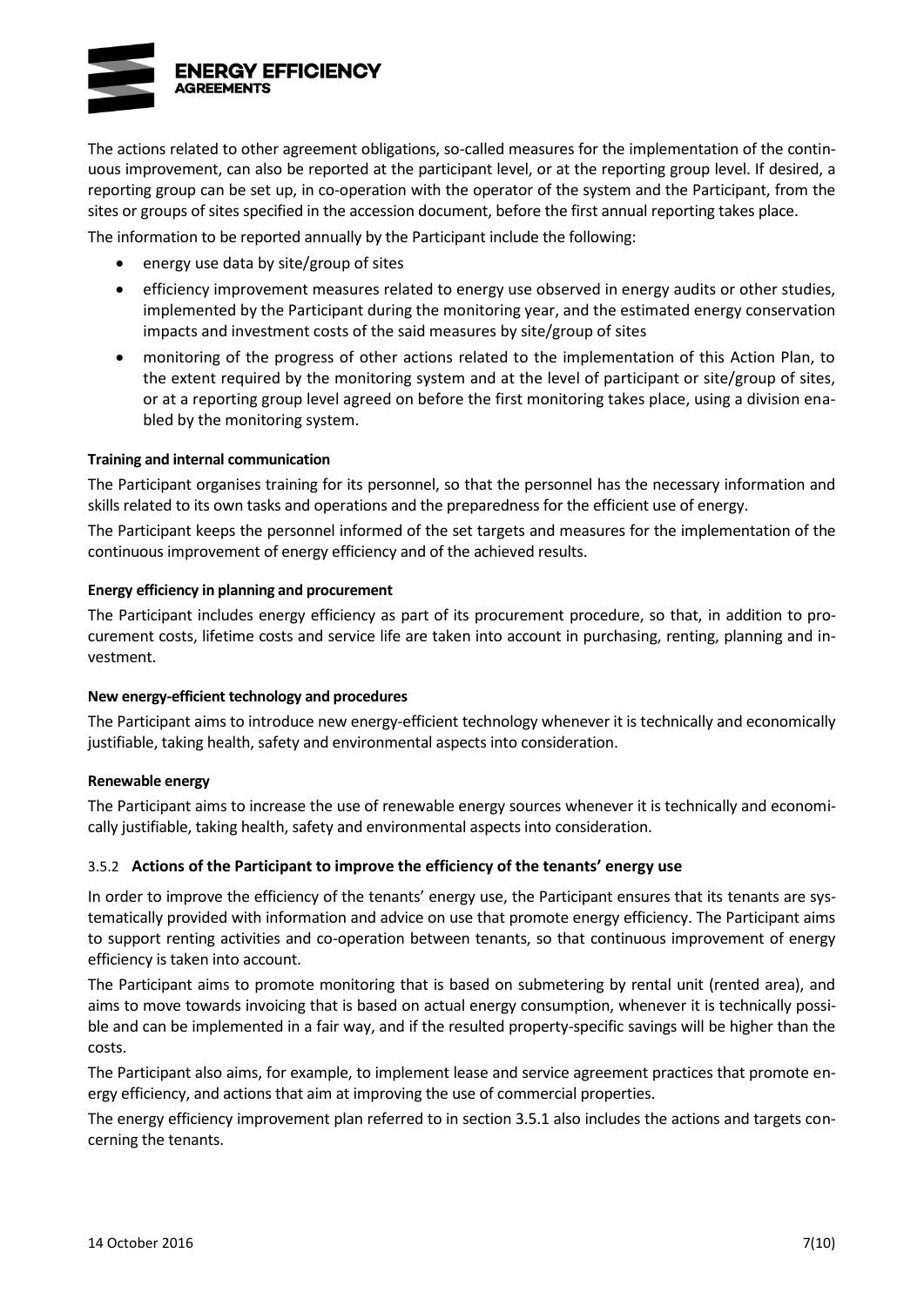The actions related to other agreement obligations, so-called measures for the implementation of the continuous improvement, can also be reported at the participant level, or at the reporting group level. If desired, a reporting group can be set up, in co-operation with the operator of the system and the Participant, from the sites or groups of sites specified in the accession document, before the first annual reporting takes place.

The information to be reported annually by the Participant include the following:

- energy use data by site/group of sites
- efficiency improvement measures related to energy use observed in energy audits or other studies, implemented by the Participant during the monitoring year, and the estimated energy conservation impacts and investment costs of the said measures by site/group of sites
- monitoring of the progress of other actions related to the implementation of this Action Plan, to the extent required by the monitoring system and at the level of participant or site/group of sites, or at a reporting group level agreed on before the first monitoring takes place, using a division enabled by the monitoring system.

**Training and internal communication**

The Participant organises training for its personnel, so that the personnel has the necessary information and skills related to its own tasks and operations and the preparedness for the efficient use of energy.

The Participant keeps the personnel informed of the set targets and measures for the implementation of the continuous improvement of energy efficiency and of the achieved results.

**Energy efficiency in planning and procurement**

The Participant includes energy efficiency as part of its procurement procedure, so that, in addition to procurement costs, lifetime costs and service life are taken into account in purchasing, renting, planning and investment.

**New energy-efficient technology and procedures**

The Participant aims to introduce new energy-efficient technology whenever it is technically and economically justifiable, taking health, safety and environmental aspects into consideration.

**Renewable energy**

The Participant aims to increase the use of renewable energy sources whenever it is technically and economically justifiable, taking health, safety and environmental aspects into consideration.

### 3.5.2 Actions of the Participant to improve the efficiency of the tenants' energy use

In order to improve the efficiency of the tenants' energy use, the Participant ensures that its tenants are systematically provided with information and advice on use that promote energy efficiency. The Participant aims to support renting activities and co-operation between tenants, so that continuous improvement of energy efficiency is taken into account.

The Participant aims to promote monitoring that is based on submetering by rental unit (rented area), and aims to move towards invoicing that is based on actual energy consumption, whenever it is technically possible and can be implemented in a fair way, and if the resulted property-specific savings will be higher than the costs.

The Participant also aims, for example, to implement lease and service agreement practices that promote energy efficiency, and actions that aim at improving the use of commercial properties.

The energy efficiency improvement plan referred to in section 3.5.1 also includes the actions and targets concerning the tenants.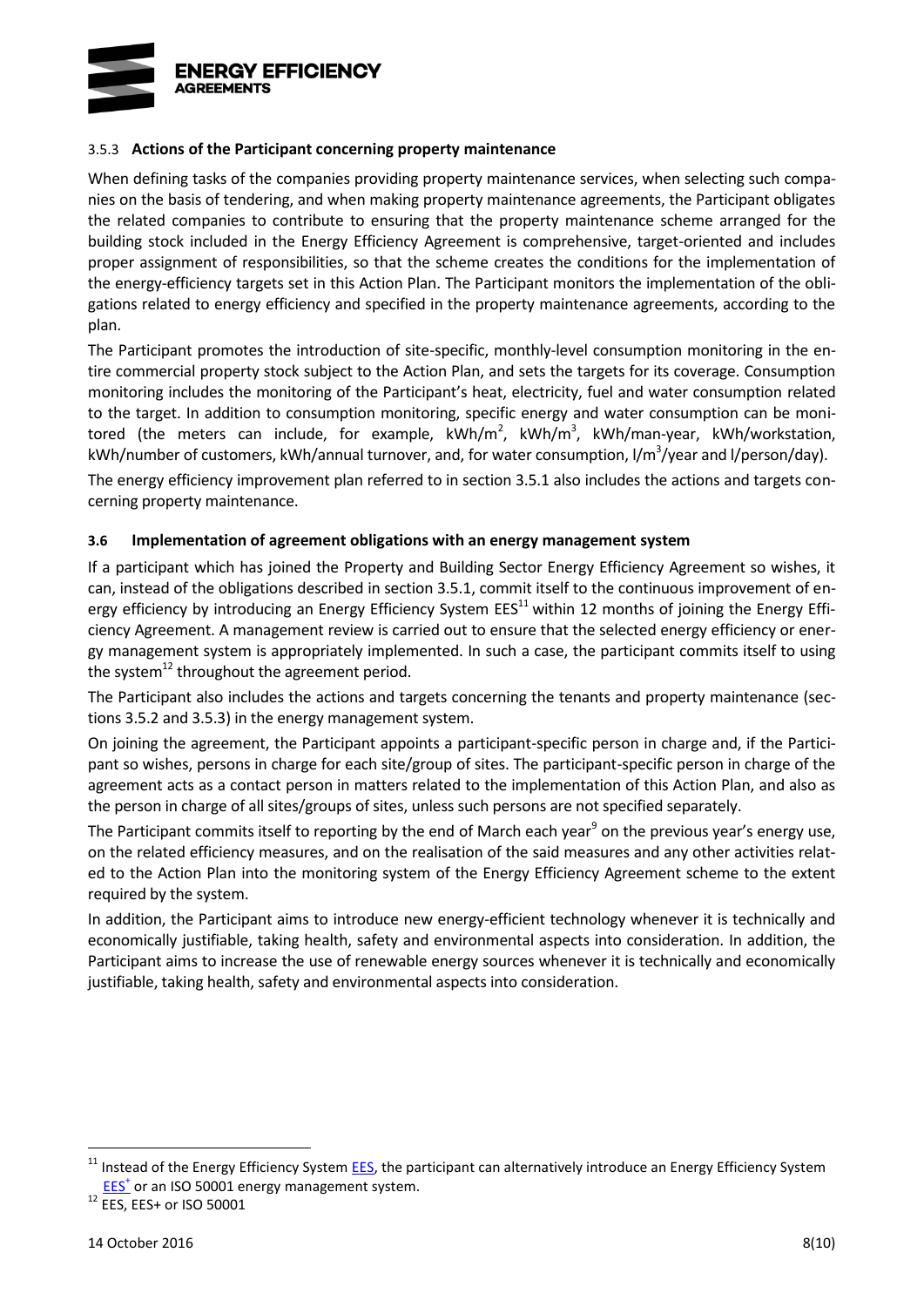#### 3.5.3 **Actions of the Participant concerning property maintenance**

When defining tasks of the companies providing property maintenance services, when selecting such companies on the basis of tendering, and when making property maintenance agreements, the Participant obligates the related companies to contribute to ensuring that the property maintenance scheme arranged for the building stock included in the Energy Efficiency Agreement is comprehensive, target-oriented and includes proper assignment of responsibilities, so that the scheme creates the conditions for the implementation of the energy-efficiency targets set in this Action Plan. The Participant monitors the implementation of the obligations related to energy efficiency and specified in the property maintenance agreements, according to the plan.

The Participant promotes the introduction of site-specific, monthly-level consumption monitoring in the entire commercial property stock subject to the Action Plan, and sets the targets for its coverage. Consumption monitoring includes the monitoring of the Participant's heat, electricity, fuel and water consumption related to the target. In addition to consumption monitoring, specific energy and water consumption can be monitored (the meters can include, for example, $kWh/m^2$, $kWh/m^3$, kWh/man-year, kWh/workstation, kWh/number of customers, kWh/annual turnover, and, for water consumption, $l/m^3$/year and l/person/day).

The energy efficiency improvement plan referred to in section 3.5.1 also includes the actions and targets concerning property maintenance.

### 3.6 Implementation of agreement obligations with an energy management system

If a participant which has joined the Property and Building Sector Energy Efficiency Agreement so wishes, it can, instead of the obligations described in section 3.5.1, commit itself to the continuous improvement of energy efficiency by introducing an Energy Efficiency System EES[11] within 12 months of joining the Energy Efficiency Agreement. A management review is carried out to ensure that the selected energy efficiency or energy management system is appropriately implemented. In such a case, the participant commits itself to using the system[12] throughout the agreement period.

The Participant also includes the actions and targets concerning the tenants and property maintenance (sections 3.5.2 and 3.5.3) in the energy management system.

On joining the agreement, the Participant appoints a participant-specific person in charge and, if the Participant so wishes, persons in charge for each site/group of sites. The participant-specific person in charge of the agreement acts as a contact person in matters related to the implementation of this Action Plan, and also as the person in charge of all sites/groups of sites, unless such persons are not specified separately.

The Participant commits itself to reporting by the end of March each year[9] on the previous year's energy use, on the related efficiency measures, and on the realisation of the said measures and any other activities related to the Action Plan into the monitoring system of the Energy Efficiency Agreement scheme to the extent required by the system.

In addition, the Participant aims to introduce new energy-efficient technology whenever it is technically and economically justifiable, taking health, safety and environmental aspects into consideration. In addition, the Participant aims to increase the use of renewable energy sources whenever it is technically and economically justifiable, taking health, safety and environmental aspects into consideration.

---

[11] Instead of the Energy Efficiency System EES, the participant can alternatively introduce an Energy Efficiency System EES+ or an ISO 50001 energy management system.

[12] EES, EES+ or ISO 50001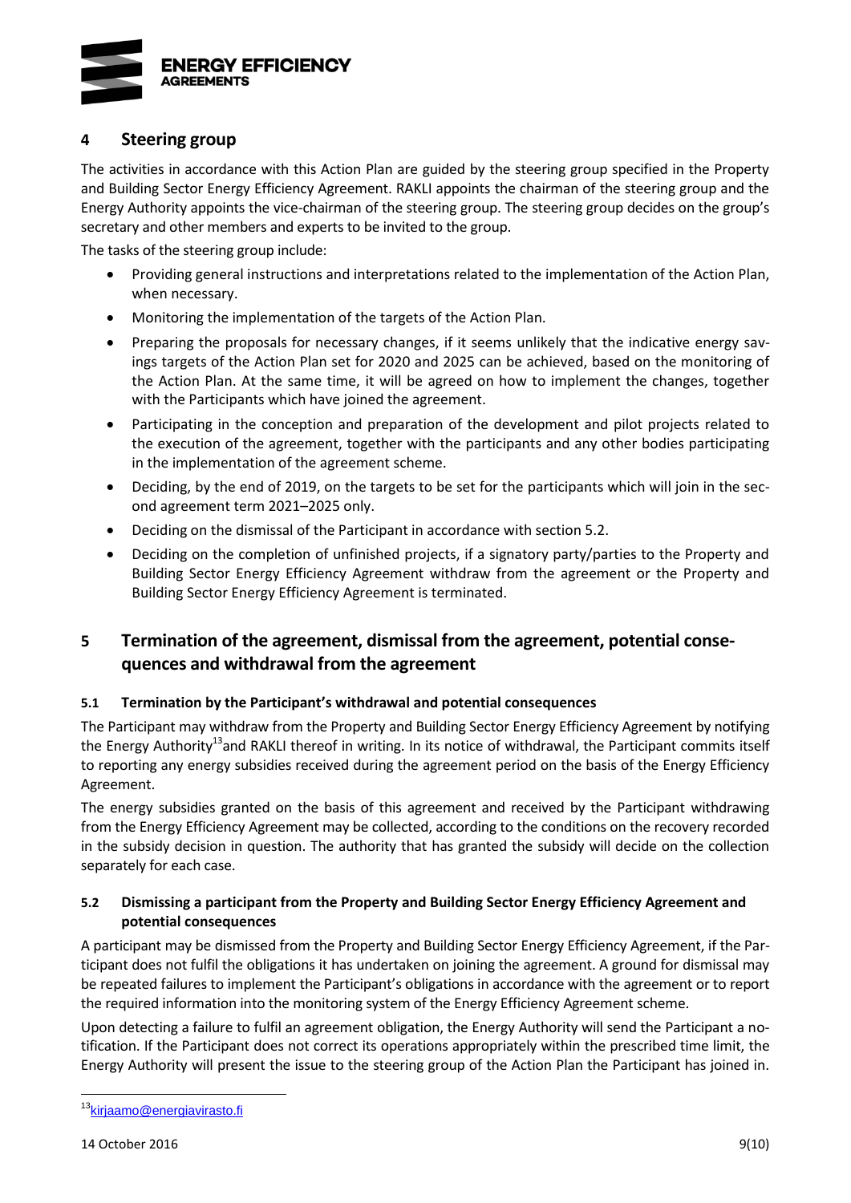## 4 Steering group

The activities in accordance with this Action Plan are guided by the steering group specified in the Property and Building Sector Energy Efficiency Agreement. RAKLI appoints the chairman of the steering group and the Energy Authority appoints the vice-chairman of the steering group. The steering group decides on the group's secretary and other members and experts to be invited to the group.

The tasks of the steering group include:

- Providing general instructions and interpretations related to the implementation of the Action Plan, when necessary.
- Monitoring the implementation of the targets of the Action Plan.
- Preparing the proposals for necessary changes, if it seems unlikely that the indicative energy savings targets of the Action Plan set for 2020 and 2025 can be achieved, based on the monitoring of the Action Plan. At the same time, it will be agreed on how to implement the changes, together with the Participants which have joined the agreement.
- Participating in the conception and preparation of the development and pilot projects related to the execution of the agreement, together with the participants and any other bodies participating in the implementation of the agreement scheme.
- Deciding, by the end of 2019, on the targets to be set for the participants which will join in the second agreement term 2021–2025 only.
- Deciding on the dismissal of the Participant in accordance with section 5.2.
- Deciding on the completion of unfinished projects, if a signatory party/parties to the Property and Building Sector Energy Efficiency Agreement withdraw from the agreement or the Property and Building Sector Energy Efficiency Agreement is terminated.

## 5 Termination of the agreement, dismissal from the agreement, potential consequences and withdrawal from the agreement

### 5.1 Termination by the Participant's withdrawal and potential consequences

The Participant may withdraw from the Property and Building Sector Energy Efficiency Agreement by notifying the Energy Authority[13] and RAKLI thereof in writing. In its notice of withdrawal, the Participant commits itself to reporting any energy subsidies received during the agreement period on the basis of the Energy Efficiency Agreement.

The energy subsidies granted on the basis of this agreement and received by the Participant withdrawing from the Energy Efficiency Agreement may be collected, according to the conditions on the recovery recorded in the subsidy decision in question. The authority that has granted the subsidy will decide on the collection separately for each case.

### 5.2 Dismissing a participant from the Property and Building Sector Energy Efficiency Agreement and potential consequences

A participant may be dismissed from the Property and Building Sector Energy Efficiency Agreement, if the Participant does not fulfil the obligations it has undertaken on joining the agreement. A ground for dismissal may be repeated failures to implement the Participant's obligations in accordance with the agreement or to report the required information into the monitoring system of the Energy Efficiency Agreement scheme.

Upon detecting a failure to fulfil an agreement obligation, the Energy Authority will send the Participant a notification. If the Participant does not correct its operations appropriately within the prescribed time limit, the Energy Authority will present the issue to the steering group of the Action Plan the Participant has joined in.

[13] kirjaamo@energiavirasto.fi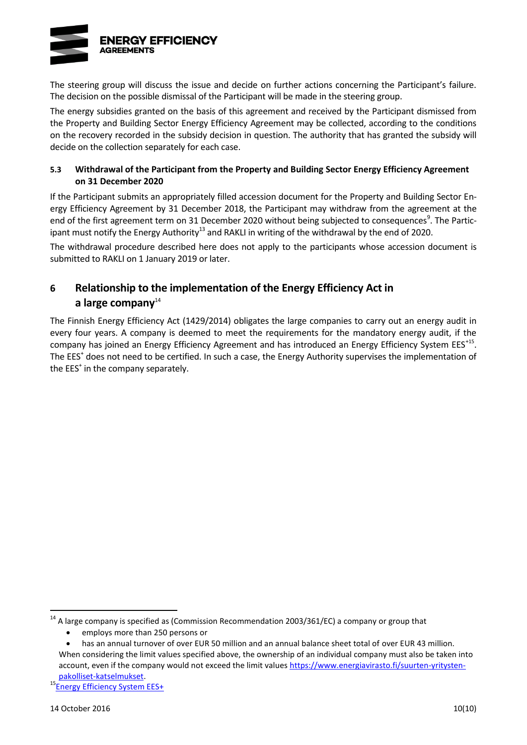The steering group will discuss the issue and decide on further actions concerning the Participant's failure. The decision on the possible dismissal of the Participant will be made in the steering group.

The energy subsidies granted on the basis of this agreement and received by the Participant dismissed from the Property and Building Sector Energy Efficiency Agreement may be collected, according to the conditions on the recovery recorded in the subsidy decision in question. The authority that has granted the subsidy will decide on the collection separately for each case.

### 5.3 Withdrawal of the Participant from the Property and Building Sector Energy Efficiency Agreement on 31 December 2020

If the Participant submits an appropriately filled accession document for the Property and Building Sector Energy Efficiency Agreement by 31 December 2018, the Participant may withdraw from the agreement at the end of the first agreement term on 31 December 2020 without being subjected to consequences[9]. The Participant must notify the Energy Authority[13] and RAKLI in writing of the withdrawal by the end of 2020.

The withdrawal procedure described here does not apply to the participants whose accession document is submitted to RAKLI on 1 January 2019 or later.

## 6 Relationship to the implementation of the Energy Efficiency Act in a large company[14]

The Finnish Energy Efficiency Act (1429/2014) obligates the large companies to carry out an energy audit in every four years. A company is deemed to meet the requirements for the mandatory energy audit, if the company has joined an Energy Efficiency Agreement and has introduced an Energy Efficiency System EES+[15]. The EES+ does not need to be certified. In such a case, the Energy Authority supervises the implementation of the EES+ in the company separately.

---

[14] A large company is specified as (Commission Recommendation 2003/361/EC) a company or group that

- employs more than 250 persons or
- has an annual turnover of over EUR 50 million and an annual balance sheet total of over EUR 43 million.

When considering the limit values specified above, the ownership of an individual company must also be taken into account, even if the company would not exceed the limit values https://www.energiavirasto.fi/suurten-yritysten-pakolliset-katselmukset.

[15] Energy Efficiency System EES+

14 October 2016